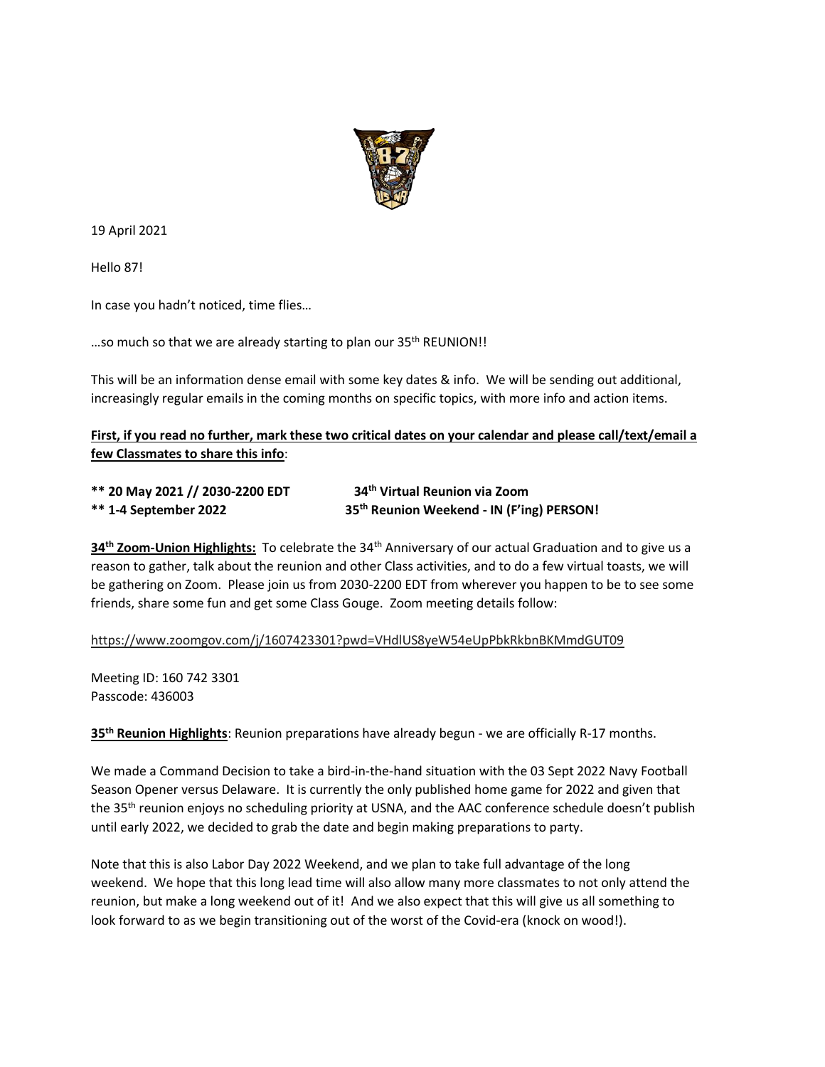19 April 2021

Hello 87!

In case you hadn't noticed, time flies…

…so much so that we are already starting to plan our 35th REUNION!!

This will be an information dense email with some key dates & info. We will be sending out additional, increasingly regular emails in the coming months on specific topics, with more info and action items.

**First, if you read no further, mark these two critical dates on your calendar and please call/text/email a few Classmates to share this info**:

**\*\* 20 May 2021 // 2030-2200 EDT** — **34th Virtual Reunion via Zoom**
**\*\* 1-4 September 2022** — **35th Reunion Weekend - IN (F'ing) PERSON!**

**34th Zoom-Union Highlights:** To celebrate the 34th Anniversary of our actual Graduation and to give us a reason to gather, talk about the reunion and other Class activities, and to do a few virtual toasts, we will be gathering on Zoom. Please join us from 2030-2200 EDT from wherever you happen to be to see some friends, share some fun and get some Class Gouge. Zoom meeting details follow:

https://www.zoomgov.com/j/1607423301?pwd=VHdlUS8yeW54eUpPbkRkbnBKMmdGUT09

Meeting ID: 160 742 3301
Passcode: 436003

**35th Reunion Highlights**: Reunion preparations have already begun - we are officially R-17 months.

We made a Command Decision to take a bird-in-the-hand situation with the 03 Sept 2022 Navy Football Season Opener versus Delaware. It is currently the only published home game for 2022 and given that the 35th reunion enjoys no scheduling priority at USNA, and the AAC conference schedule doesn't publish until early 2022, we decided to grab the date and begin making preparations to party.

Note that this is also Labor Day 2022 Weekend, and we plan to take full advantage of the long weekend. We hope that this long lead time will also allow many more classmates to not only attend the reunion, but make a long weekend out of it! And we also expect that this will give us all something to look forward to as we begin transitioning out of the worst of the Covid-era (knock on wood!).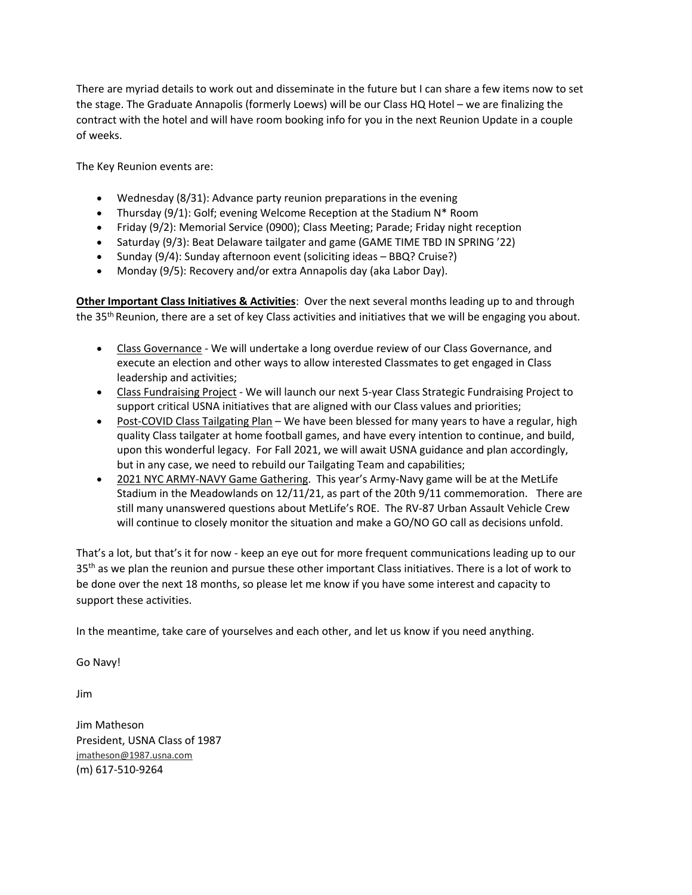There are myriad details to work out and disseminate in the future but I can share a few items now to set the stage. The Graduate Annapolis (formerly Loews) will be our Class HQ Hotel – we are finalizing the contract with the hotel and will have room booking info for you in the next Reunion Update in a couple of weeks.

The Key Reunion events are:

- Wednesday (8/31): Advance party reunion preparations in the evening
- Thursday (9/1): Golf; evening Welcome Reception at the Stadium N* Room
- Friday (9/2): Memorial Service (0900); Class Meeting; Parade; Friday night reception
- Saturday (9/3): Beat Delaware tailgater and game (GAME TIME TBD IN SPRING '22)
- Sunday (9/4): Sunday afternoon event (soliciting ideas – BBQ? Cruise?)
- Monday (9/5): Recovery and/or extra Annapolis day (aka Labor Day).

**Other Important Class Initiatives & Activities**: Over the next several months leading up to and through the 35th Reunion, there are a set of key Class activities and initiatives that we will be engaging you about.

- Class Governance - We will undertake a long overdue review of our Class Governance, and execute an election and other ways to allow interested Classmates to get engaged in Class leadership and activities;
- Class Fundraising Project - We will launch our next 5-year Class Strategic Fundraising Project to support critical USNA initiatives that are aligned with our Class values and priorities;
- Post-COVID Class Tailgating Plan – We have been blessed for many years to have a regular, high quality Class tailgater at home football games, and have every intention to continue, and build, upon this wonderful legacy. For Fall 2021, we will await USNA guidance and plan accordingly, but in any case, we need to rebuild our Tailgating Team and capabilities;
- 2021 NYC ARMY-NAVY Game Gathering. This year's Army-Navy game will be at the MetLife Stadium in the Meadowlands on 12/11/21, as part of the 20th 9/11 commemoration. There are still many unanswered questions about MetLife's ROE. The RV-87 Urban Assault Vehicle Crew will continue to closely monitor the situation and make a GO/NO GO call as decisions unfold.

That's a lot, but that's it for now - keep an eye out for more frequent communications leading up to our 35th as we plan the reunion and pursue these other important Class initiatives. There is a lot of work to be done over the next 18 months, so please let me know if you have some interest and capacity to support these activities.

In the meantime, take care of yourselves and each other, and let us know if you need anything.

Go Navy!

Jim

Jim Matheson
President, USNA Class of 1987
jmatheson@1987.usna.com
(m) 617-510-9264